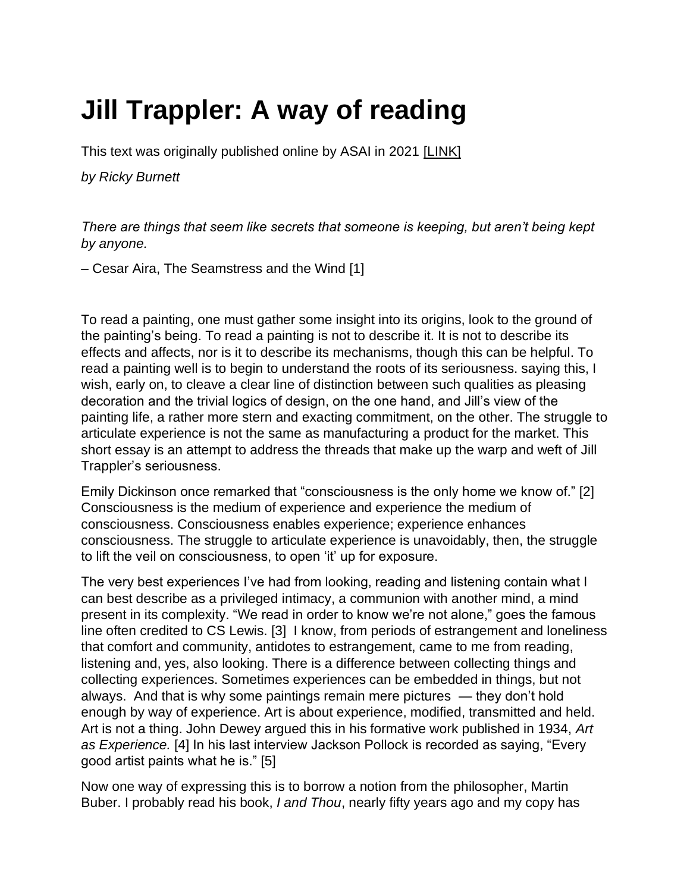# Jill Trappler: A way of reading

This text was originally published online by ASAI in 2021 [LINK]

*by Ricky Burnett*

*There are things that seem like secrets that someone is keeping, but aren't being kept by anyone.*

– Cesar Aira, The Seamstress and the Wind [1]

To read a painting, one must gather some insight into its origins, look to the ground of the painting's being. To read a painting is not to describe it. It is not to describe its effects and affects, nor is it to describe its mechanisms, though this can be helpful. To read a painting well is to begin to understand the roots of its seriousness. saying this, I wish, early on, to cleave a clear line of distinction between such qualities as pleasing decoration and the trivial logics of design, on the one hand, and Jill's view of the painting life, a rather more stern and exacting commitment, on the other. The struggle to articulate experience is not the same as manufacturing a product for the market. This short essay is an attempt to address the threads that make up the warp and weft of Jill Trappler's seriousness.

Emily Dickinson once remarked that "consciousness is the only home we know of." [2] Consciousness is the medium of experience and experience the medium of consciousness. Consciousness enables experience; experience enhances consciousness. The struggle to articulate experience is unavoidably, then, the struggle to lift the veil on consciousness, to open 'it' up for exposure.

The very best experiences I've had from looking, reading and listening contain what I can best describe as a privileged intimacy, a communion with another mind, a mind present in its complexity. "We read in order to know we're not alone," goes the famous line often credited to CS Lewis. [3] I know, from periods of estrangement and loneliness that comfort and community, antidotes to estrangement, came to me from reading, listening and, yes, also looking. There is a difference between collecting things and collecting experiences. Sometimes experiences can be embedded in things, but not always. And that is why some paintings remain mere pictures — they don't hold enough by way of experience. Art is about experience, modified, transmitted and held. Art is not a thing. John Dewey argued this in his formative work published in 1934, *Art as Experience.* [4] In his last interview Jackson Pollock is recorded as saying, "Every good artist paints what he is." [5]

Now one way of expressing this is to borrow a notion from the philosopher, Martin Buber. I probably read his book, *I and Thou*, nearly fifty years ago and my copy has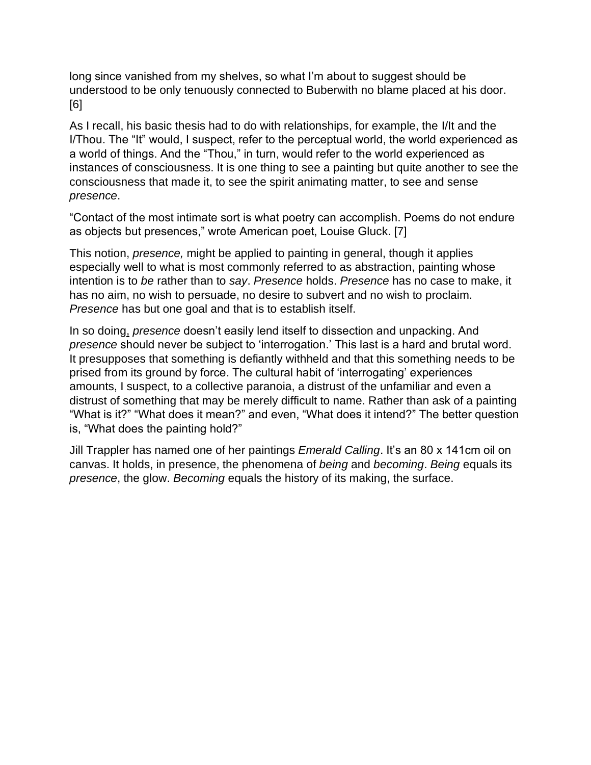long since vanished from my shelves, so what I'm about to suggest should be understood to be only tenuously connected to Buberwith no blame placed at his door. [6]

As I recall, his basic thesis had to do with relationships, for example, the I/It and the I/Thou. The "It" would, I suspect, refer to the perceptual world, the world experienced as a world of things. And the "Thou," in turn, would refer to the world experienced as instances of consciousness. It is one thing to see a painting but quite another to see the consciousness that made it, to see the spirit animating matter, to see and sense *presence*.

"Contact of the most intimate sort is what poetry can accomplish. Poems do not endure as objects but presences," wrote American poet, Louise Gluck. [7]

This notion, *presence,* might be applied to painting in general, though it applies especially well to what is most commonly referred to as abstraction, painting whose intention is to *be* rather than to *say*. *Presence* holds. *Presence* has no case to make, it has no aim, no wish to persuade, no desire to subvert and no wish to proclaim. *Presence* has but one goal and that is to establish itself.

In so doing, *presence* doesn't easily lend itself to dissection and unpacking. And *presence* should never be subject to 'interrogation.' This last is a hard and brutal word. It presupposes that something is defiantly withheld and that this something needs to be prised from its ground by force. The cultural habit of 'interrogating' experiences amounts, I suspect, to a collective paranoia, a distrust of the unfamiliar and even a distrust of something that may be merely difficult to name. Rather than ask of a painting "What is it?" "What does it mean?" and even, "What does it intend?" The better question is, "What does the painting hold?"

Jill Trappler has named one of her paintings *Emerald Calling*. It's an 80 x 141cm oil on canvas. It holds, in presence, the phenomena of *being* and *becoming*. *Being* equals its *presence*, the glow. *Becoming* equals the history of its making, the surface.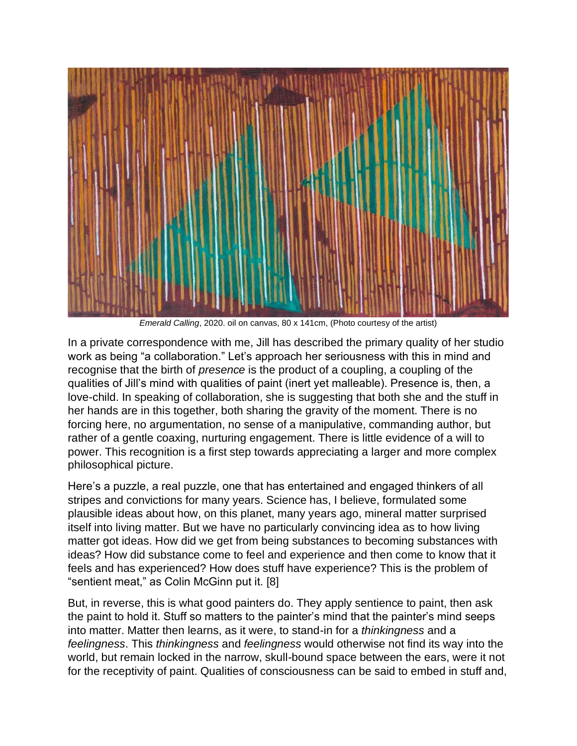*Emerald Calling*, 2020. oil on canvas, 80 x 141cm, (Photo courtesy of the artist)

In a private correspondence with me, Jill has described the primary quality of her studio work as being "a collaboration." Let's approach her seriousness with this in mind and recognise that the birth of *presence* is the product of a coupling, a coupling of the qualities of Jill's mind with qualities of paint (inert yet malleable). Presence is, then, a love-child. In speaking of collaboration, she is suggesting that both she and the stuff in her hands are in this together, both sharing the gravity of the moment. There is no forcing here, no argumentation, no sense of a manipulative, commanding author, but rather of a gentle coaxing, nurturing engagement. There is little evidence of a will to power. This recognition is a first step towards appreciating a larger and more complex philosophical picture.

Here's a puzzle, a real puzzle, one that has entertained and engaged thinkers of all stripes and convictions for many years. Science has, I believe, formulated some plausible ideas about how, on this planet, many years ago, mineral matter surprised itself into living matter. But we have no particularly convincing idea as to how living matter got ideas. How did we get from being substances to becoming substances with ideas? How did substance come to feel and experience and then come to know that it feels and has experienced? How does stuff have experience? This is the problem of "sentient meat," as Colin McGinn put it. [8]

But, in reverse, this is what good painters do. They apply sentience to paint, then ask the paint to hold it. Stuff so matters to the painter's mind that the painter's mind seeps into matter. Matter then learns, as it were, to stand-in for a *thinkingness* and a *feelingness*. This *thinkingness* and *feelingness* would otherwise not find its way into the world, but remain locked in the narrow, skull-bound space between the ears, were it not for the receptivity of paint. Qualities of consciousness can be said to embed in stuff and,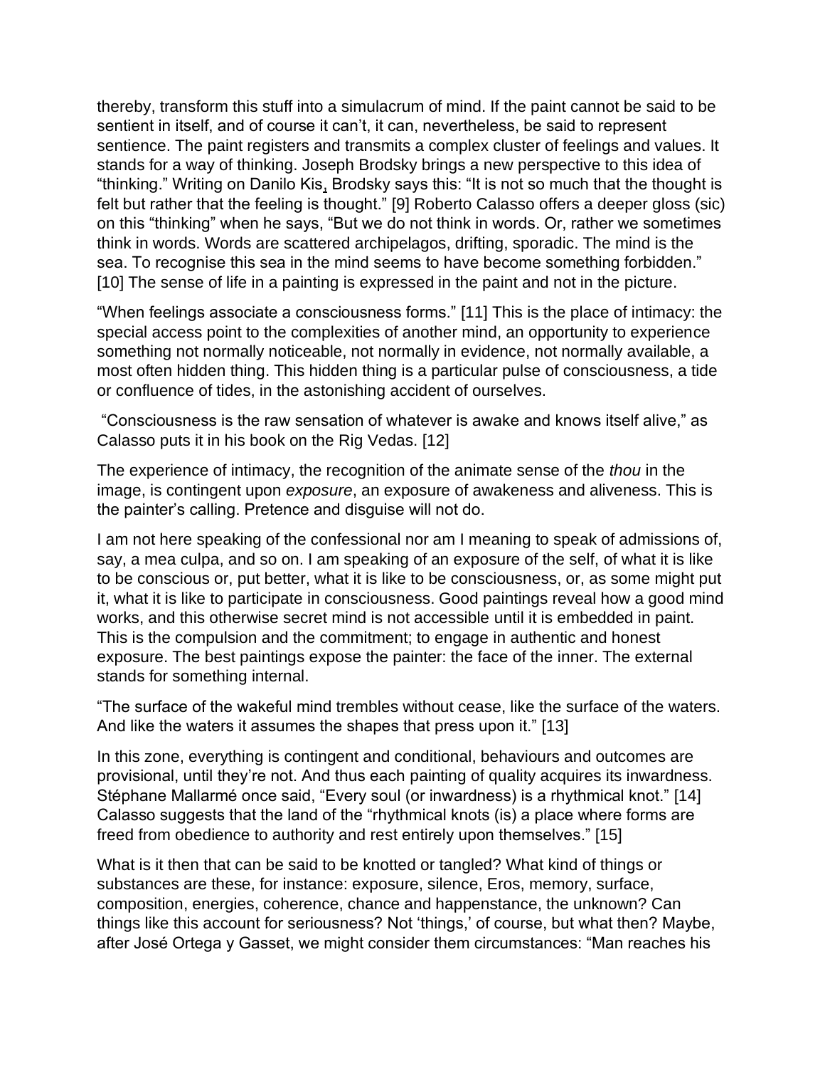thereby, transform this stuff into a simulacrum of mind. If the paint cannot be said to be sentient in itself, and of course it can't, it can, nevertheless, be said to represent sentience. The paint registers and transmits a complex cluster of feelings and values. It stands for a way of thinking. Joseph Brodsky brings a new perspective to this idea of "thinking." Writing on Danilo Kis, Brodsky says this: "It is not so much that the thought is felt but rather that the feeling is thought." [9] Roberto Calasso offers a deeper gloss (sic) on this "thinking" when he says, "But we do not think in words. Or, rather we sometimes think in words. Words are scattered archipelagos, drifting, sporadic. The mind is the sea. To recognise this sea in the mind seems to have become something forbidden." [10] The sense of life in a painting is expressed in the paint and not in the picture.

"When feelings associate a consciousness forms." [11] This is the place of intimacy: the special access point to the complexities of another mind, an opportunity to experience something not normally noticeable, not normally in evidence, not normally available, a most often hidden thing. This hidden thing is a particular pulse of consciousness, a tide or confluence of tides, in the astonishing accident of ourselves.

"Consciousness is the raw sensation of whatever is awake and knows itself alive," as Calasso puts it in his book on the Rig Vedas. [12]

The experience of intimacy, the recognition of the animate sense of the *thou* in the image, is contingent upon *exposure*, an exposure of awakeness and aliveness. This is the painter's calling. Pretence and disguise will not do.

I am not here speaking of the confessional nor am I meaning to speak of admissions of, say, a mea culpa, and so on. I am speaking of an exposure of the self, of what it is like to be conscious or, put better, what it is like to be consciousness, or, as some might put it, what it is like to participate in consciousness. Good paintings reveal how a good mind works, and this otherwise secret mind is not accessible until it is embedded in paint. This is the compulsion and the commitment; to engage in authentic and honest exposure. The best paintings expose the painter: the face of the inner. The external stands for something internal.

"The surface of the wakeful mind trembles without cease, like the surface of the waters. And like the waters it assumes the shapes that press upon it." [13]

In this zone, everything is contingent and conditional, behaviours and outcomes are provisional, until they're not. And thus each painting of quality acquires its inwardness. Stéphane Mallarmé once said, "Every soul (or inwardness) is a rhythmical knot." [14] Calasso suggests that the land of the "rhythmical knots (is) a place where forms are freed from obedience to authority and rest entirely upon themselves." [15]

What is it then that can be said to be knotted or tangled? What kind of things or substances are these, for instance: exposure, silence, Eros, memory, surface, composition, energies, coherence, chance and happenstance, the unknown? Can things like this account for seriousness? Not 'things,' of course, but what then? Maybe, after José Ortega y Gasset, we might consider them circumstances: "Man reaches his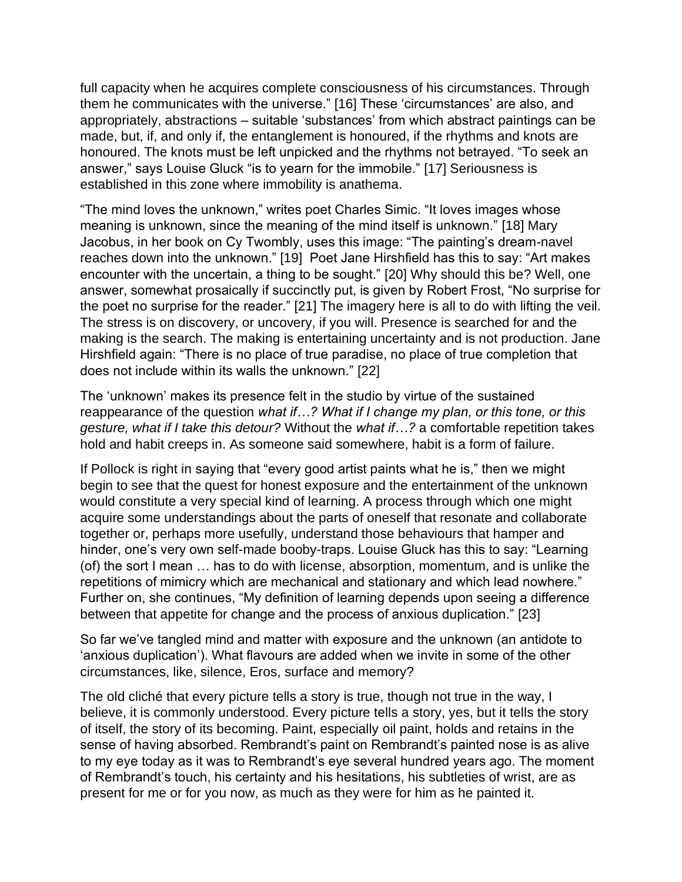full capacity when he acquires complete consciousness of his circumstances. Through them he communicates with the universe." [16] These 'circumstances' are also, and appropriately, abstractions – suitable 'substances' from which abstract paintings can be made, but, if, and only if, the entanglement is honoured, if the rhythms and knots are honoured. The knots must be left unpicked and the rhythms not betrayed. "To seek an answer," says Louise Gluck "is to yearn for the immobile." [17] Seriousness is established in this zone where immobility is anathema.

"The mind loves the unknown," writes poet Charles Simic. "It loves images whose meaning is unknown, since the meaning of the mind itself is unknown." [18] Mary Jacobus, in her book on Cy Twombly, uses this image: "The painting's dream-navel reaches down into the unknown." [19] Poet Jane Hirshfield has this to say: "Art makes encounter with the uncertain, a thing to be sought." [20] Why should this be? Well, one answer, somewhat prosaically if succinctly put, is given by Robert Frost, "No surprise for the poet no surprise for the reader." [21] The imagery here is all to do with lifting the veil. The stress is on discovery, or uncovery, if you will. Presence is searched for and the making is the search. The making is entertaining uncertainty and is not production. Jane Hirshfield again: "There is no place of true paradise, no place of true completion that does not include within its walls the unknown." [22]

The 'unknown' makes its presence felt in the studio by virtue of the sustained reappearance of the question *what if…? What if I change my plan, or this tone, or this gesture, what if I take this detour?* Without the *what if…?* a comfortable repetition takes hold and habit creeps in. As someone said somewhere, habit is a form of failure.

If Pollock is right in saying that "every good artist paints what he is," then we might begin to see that the quest for honest exposure and the entertainment of the unknown would constitute a very special kind of learning. A process through which one might acquire some understandings about the parts of oneself that resonate and collaborate together or, perhaps more usefully, understand those behaviours that hamper and hinder, one's very own self-made booby-traps. Louise Gluck has this to say: "Learning (of) the sort I mean … has to do with license, absorption, momentum, and is unlike the repetitions of mimicry which are mechanical and stationary and which lead nowhere." Further on, she continues, "My definition of learning depends upon seeing a difference between that appetite for change and the process of anxious duplication." [23]

So far we've tangled mind and matter with exposure and the unknown (an antidote to 'anxious duplication'). What flavours are added when we invite in some of the other circumstances, like, silence, Eros, surface and memory?

The old cliché that every picture tells a story is true, though not true in the way, I believe, it is commonly understood. Every picture tells a story, yes, but it tells the story of itself, the story of its becoming. Paint, especially oil paint, holds and retains in the sense of having absorbed. Rembrandt's paint on Rembrandt's painted nose is as alive to my eye today as it was to Rembrandt's eye several hundred years ago. The moment of Rembrandt's touch, his certainty and his hesitations, his subtleties of wrist, are as present for me or for you now, as much as they were for him as he painted it.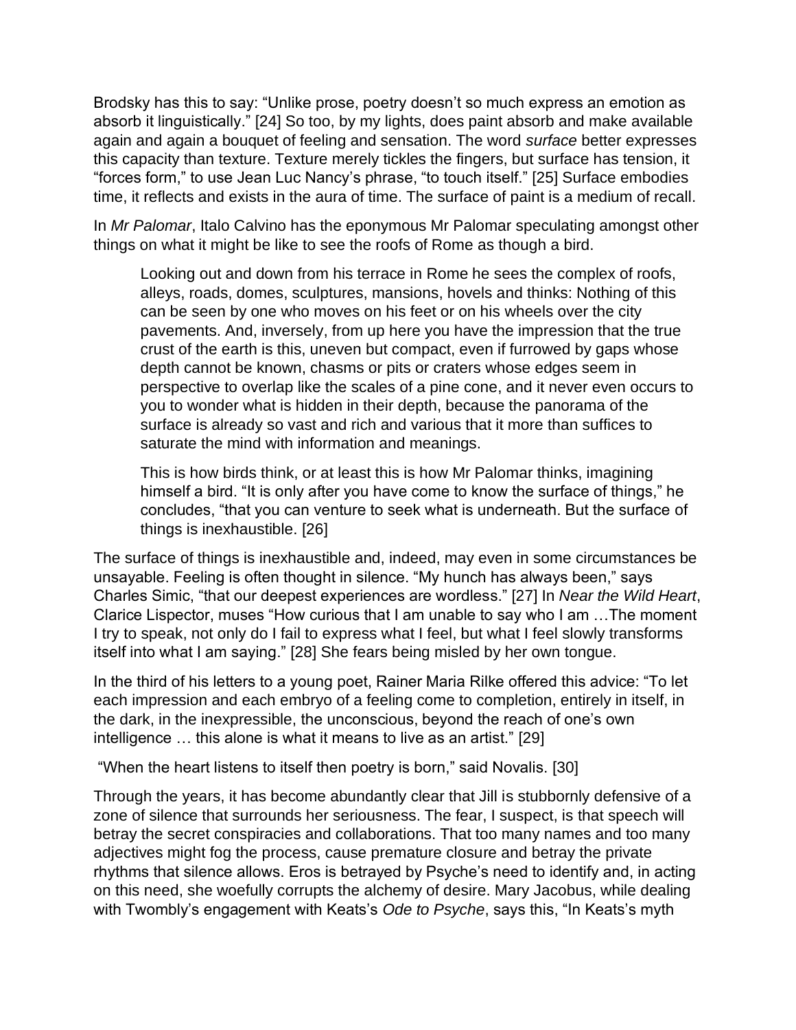Brodsky has this to say: “Unlike prose, poetry doesn’t so much express an emotion as absorb it linguistically.” [24] So too, by my lights, does paint absorb and make available again and again a bouquet of feeling and sensation. The word *surface* better expresses this capacity than texture. Texture merely tickles the fingers, but surface has tension, it “forces form,” to use Jean Luc Nancy’s phrase, “to touch itself.” [25] Surface embodies time, it reflects and exists in the aura of time. The surface of paint is a medium of recall.

In *Mr Palomar*, Italo Calvino has the eponymous Mr Palomar speculating amongst other things on what it might be like to see the roofs of Rome as though a bird.

> Looking out and down from his terrace in Rome he sees the complex of roofs, alleys, roads, domes, sculptures, mansions, hovels and thinks: Nothing of this can be seen by one who moves on his feet or on his wheels over the city pavements. And, inversely, from up here you have the impression that the true crust of the earth is this, uneven but compact, even if furrowed by gaps whose depth cannot be known, chasms or pits or craters whose edges seem in perspective to overlap like the scales of a pine cone, and it never even occurs to you to wonder what is hidden in their depth, because the panorama of the surface is already so vast and rich and various that it more than suffices to saturate the mind with information and meanings.
>
> This is how birds think, or at least this is how Mr Palomar thinks, imagining himself a bird. “It is only after you have come to know the surface of things,” he concludes, “that you can venture to seek what is underneath. But the surface of things is inexhaustible. [26]

The surface of things is inexhaustible and, indeed, may even in some circumstances be unsayable. Feeling is often thought in silence. “My hunch has always been,” says Charles Simic, “that our deepest experiences are wordless.” [27] In *Near the Wild Heart*, Clarice Lispector, muses “How curious that I am unable to say who I am …The moment I try to speak, not only do I fail to express what I feel, but what I feel slowly transforms itself into what I am saying.” [28] She fears being misled by her own tongue.

In the third of his letters to a young poet, Rainer Maria Rilke offered this advice: “To let each impression and each embryo of a feeling come to completion, entirely in itself, in the dark, in the inexpressible, the unconscious, beyond the reach of one’s own intelligence … this alone is what it means to live as an artist.” [29]

“When the heart listens to itself then poetry is born,” said Novalis. [30]

Through the years, it has become abundantly clear that Jill is stubbornly defensive of a zone of silence that surrounds her seriousness. The fear, I suspect, is that speech will betray the secret conspiracies and collaborations. That too many names and too many adjectives might fog the process, cause premature closure and betray the private rhythms that silence allows. Eros is betrayed by Psyche’s need to identify and, in acting on this need, she woefully corrupts the alchemy of desire. Mary Jacobus, while dealing with Twombly’s engagement with Keats’s *Ode to Psyche*, says this, “In Keats’s myth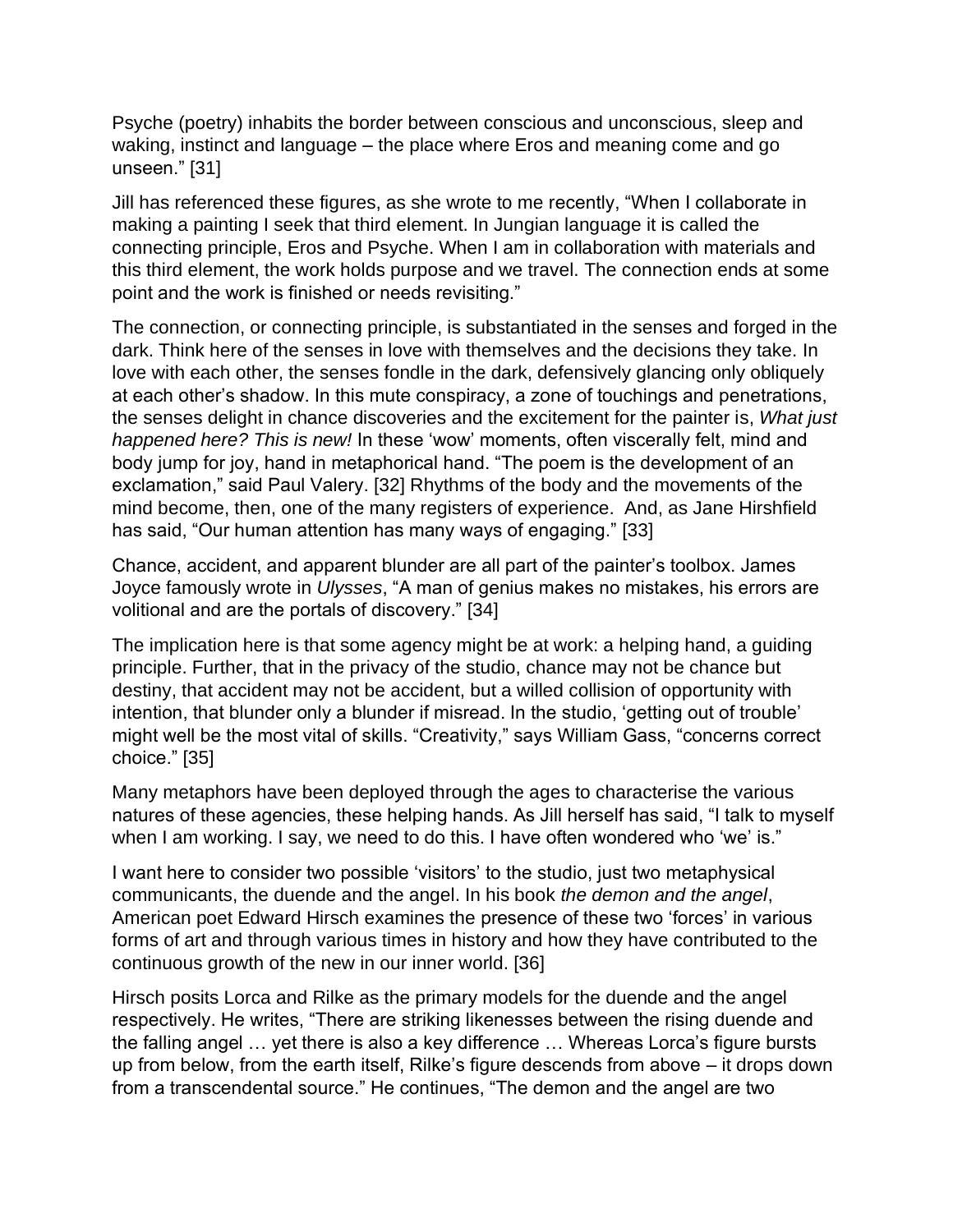Psyche (poetry) inhabits the border between conscious and unconscious, sleep and waking, instinct and language – the place where Eros and meaning come and go unseen." [31]

Jill has referenced these figures, as she wrote to me recently, "When I collaborate in making a painting I seek that third element. In Jungian language it is called the connecting principle, Eros and Psyche. When I am in collaboration with materials and this third element, the work holds purpose and we travel. The connection ends at some point and the work is finished or needs revisiting."

The connection, or connecting principle, is substantiated in the senses and forged in the dark. Think here of the senses in love with themselves and the decisions they take. In love with each other, the senses fondle in the dark, defensively glancing only obliquely at each other's shadow. In this mute conspiracy, a zone of touchings and penetrations, the senses delight in chance discoveries and the excitement for the painter is, *What just happened here? This is new!* In these 'wow' moments, often viscerally felt, mind and body jump for joy, hand in metaphorical hand. "The poem is the development of an exclamation," said Paul Valery. [32] Rhythms of the body and the movements of the mind become, then, one of the many registers of experience. And, as Jane Hirshfield has said, "Our human attention has many ways of engaging." [33]

Chance, accident, and apparent blunder are all part of the painter's toolbox. James Joyce famously wrote in *Ulysses*, "A man of genius makes no mistakes, his errors are volitional and are the portals of discovery." [34]

The implication here is that some agency might be at work: a helping hand, a guiding principle. Further, that in the privacy of the studio, chance may not be chance but destiny, that accident may not be accident, but a willed collision of opportunity with intention, that blunder only a blunder if misread. In the studio, 'getting out of trouble' might well be the most vital of skills. "Creativity," says William Gass, "concerns correct choice." [35]

Many metaphors have been deployed through the ages to characterise the various natures of these agencies, these helping hands. As Jill herself has said, "I talk to myself when I am working. I say, we need to do this. I have often wondered who 'we' is."

I want here to consider two possible 'visitors' to the studio, just two metaphysical communicants, the duende and the angel. In his book *the demon and the angel*, American poet Edward Hirsch examines the presence of these two 'forces' in various forms of art and through various times in history and how they have contributed to the continuous growth of the new in our inner world. [36]

Hirsch posits Lorca and Rilke as the primary models for the duende and the angel respectively. He writes, "There are striking likenesses between the rising duende and the falling angel … yet there is also a key difference … Whereas Lorca's figure bursts up from below, from the earth itself, Rilke's figure descends from above – it drops down from a transcendental source." He continues, "The demon and the angel are two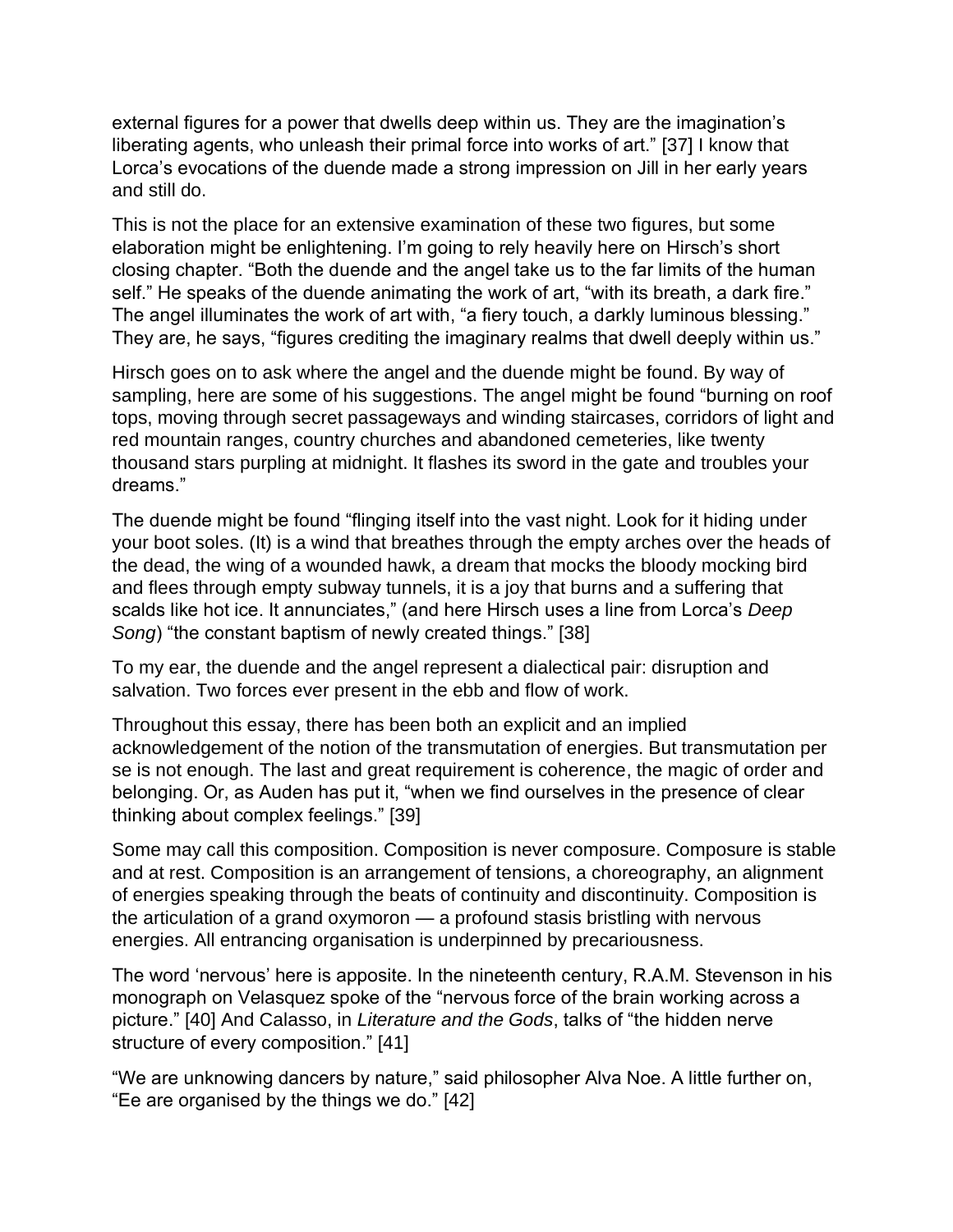external figures for a power that dwells deep within us. They are the imagination's liberating agents, who unleash their primal force into works of art." [37] I know that Lorca's evocations of the duende made a strong impression on Jill in her early years and still do.

This is not the place for an extensive examination of these two figures, but some elaboration might be enlightening. I'm going to rely heavily here on Hirsch's short closing chapter. "Both the duende and the angel take us to the far limits of the human self." He speaks of the duende animating the work of art, "with its breath, a dark fire." The angel illuminates the work of art with, "a fiery touch, a darkly luminous blessing." They are, he says, "figures crediting the imaginary realms that dwell deeply within us."

Hirsch goes on to ask where the angel and the duende might be found. By way of sampling, here are some of his suggestions. The angel might be found "burning on roof tops, moving through secret passageways and winding staircases, corridors of light and red mountain ranges, country churches and abandoned cemeteries, like twenty thousand stars purpling at midnight. It flashes its sword in the gate and troubles your dreams."

The duende might be found "flinging itself into the vast night. Look for it hiding under your boot soles. (It) is a wind that breathes through the empty arches over the heads of the dead, the wing of a wounded hawk, a dream that mocks the bloody mocking bird and flees through empty subway tunnels, it is a joy that burns and a suffering that scalds like hot ice. It annunciates," (and here Hirsch uses a line from Lorca's *Deep Song*) "the constant baptism of newly created things." [38]

To my ear, the duende and the angel represent a dialectical pair: disruption and salvation. Two forces ever present in the ebb and flow of work.

Throughout this essay, there has been both an explicit and an implied acknowledgement of the notion of the transmutation of energies. But transmutation per se is not enough. The last and great requirement is coherence, the magic of order and belonging. Or, as Auden has put it, "when we find ourselves in the presence of clear thinking about complex feelings." [39]

Some may call this composition. Composition is never composure. Composure is stable and at rest. Composition is an arrangement of tensions, a choreography, an alignment of energies speaking through the beats of continuity and discontinuity. Composition is the articulation of a grand oxymoron — a profound stasis bristling with nervous energies. All entrancing organisation is underpinned by precariousness.

The word 'nervous' here is apposite. In the nineteenth century, R.A.M. Stevenson in his monograph on Velasquez spoke of the "nervous force of the brain working across a picture." [40] And Calasso, in *Literature and the Gods*, talks of "the hidden nerve structure of every composition." [41]

"We are unknowing dancers by nature," said philosopher Alva Noe. A little further on, "Ee are organised by the things we do." [42]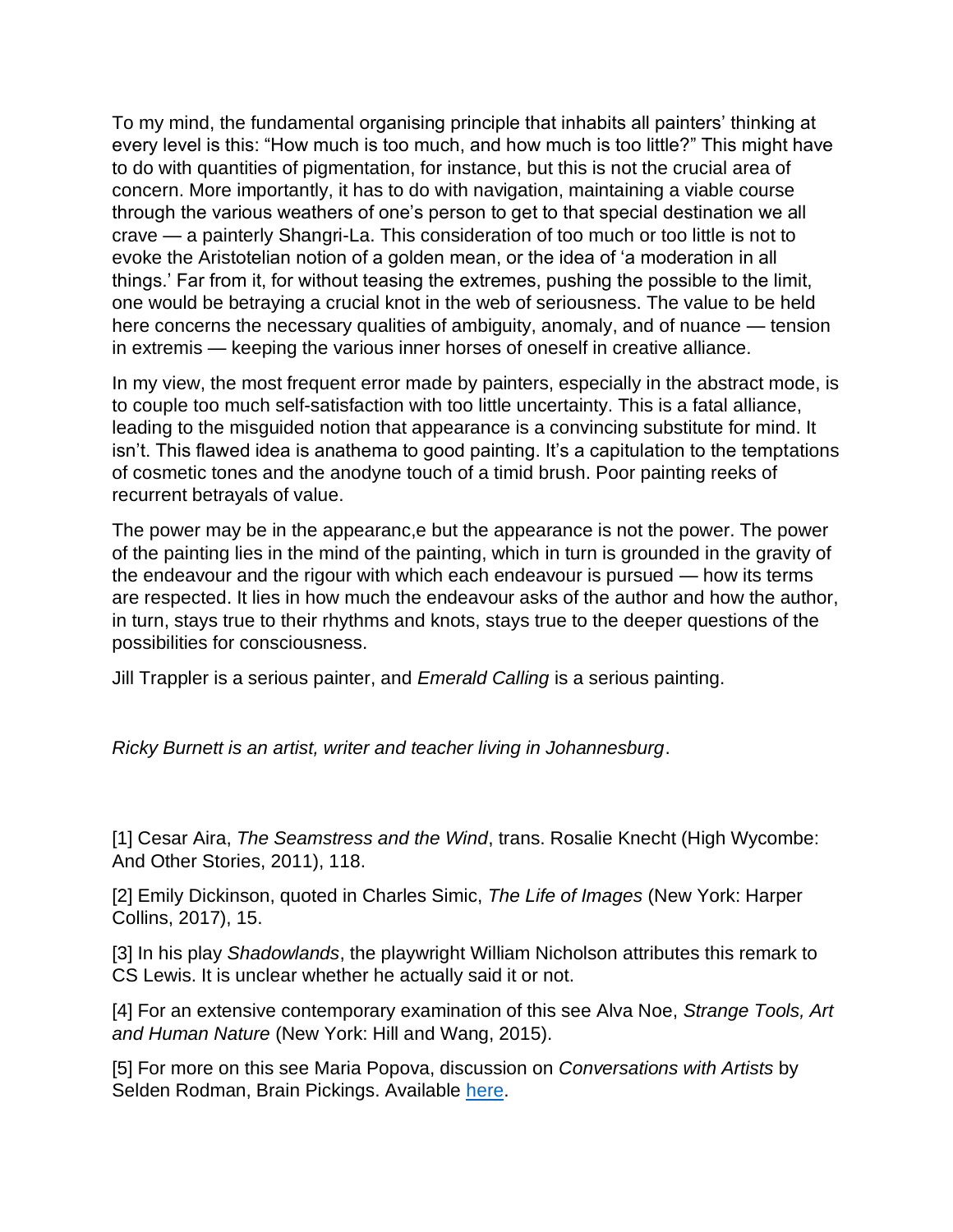To my mind, the fundamental organising principle that inhabits all painters' thinking at every level is this: "How much is too much, and how much is too little?" This might have to do with quantities of pigmentation, for instance, but this is not the crucial area of concern. More importantly, it has to do with navigation, maintaining a viable course through the various weathers of one's person to get to that special destination we all crave — a painterly Shangri-La. This consideration of too much or too little is not to evoke the Aristotelian notion of a golden mean, or the idea of 'a moderation in all things.' Far from it, for without teasing the extremes, pushing the possible to the limit, one would be betraying a crucial knot in the web of seriousness. The value to be held here concerns the necessary qualities of ambiguity, anomaly, and of nuance — tension in extremis — keeping the various inner horses of oneself in creative alliance.

In my view, the most frequent error made by painters, especially in the abstract mode, is to couple too much self-satisfaction with too little uncertainty. This is a fatal alliance, leading to the misguided notion that appearance is a convincing substitute for mind. It isn't. This flawed idea is anathema to good painting. It's a capitulation to the temptations of cosmetic tones and the anodyne touch of a timid brush. Poor painting reeks of recurrent betrayals of value.

The power may be in the appearanc,e but the appearance is not the power. The power of the painting lies in the mind of the painting, which in turn is grounded in the gravity of the endeavour and the rigour with which each endeavour is pursued — how its terms are respected. It lies in how much the endeavour asks of the author and how the author, in turn, stays true to their rhythms and knots, stays true to the deeper questions of the possibilities for consciousness.

Jill Trappler is a serious painter, and *Emerald Calling* is a serious painting.

*Ricky Burnett is an artist, writer and teacher living in Johannesburg*.

[1] Cesar Aira, *The Seamstress and the Wind*, trans. Rosalie Knecht (High Wycombe: And Other Stories, 2011), 118.

[2] Emily Dickinson, quoted in Charles Simic, *The Life of Images* (New York: Harper Collins, 2017), 15.

[3] In his play *Shadowlands*, the playwright William Nicholson attributes this remark to CS Lewis. It is unclear whether he actually said it or not.

[4] For an extensive contemporary examination of this see Alva Noe, *Strange Tools, Art and Human Nature* (New York: Hill and Wang, 2015).

[5] For more on this see Maria Popova, discussion on *Conversations with Artists* by Selden Rodman, Brain Pickings. Available here.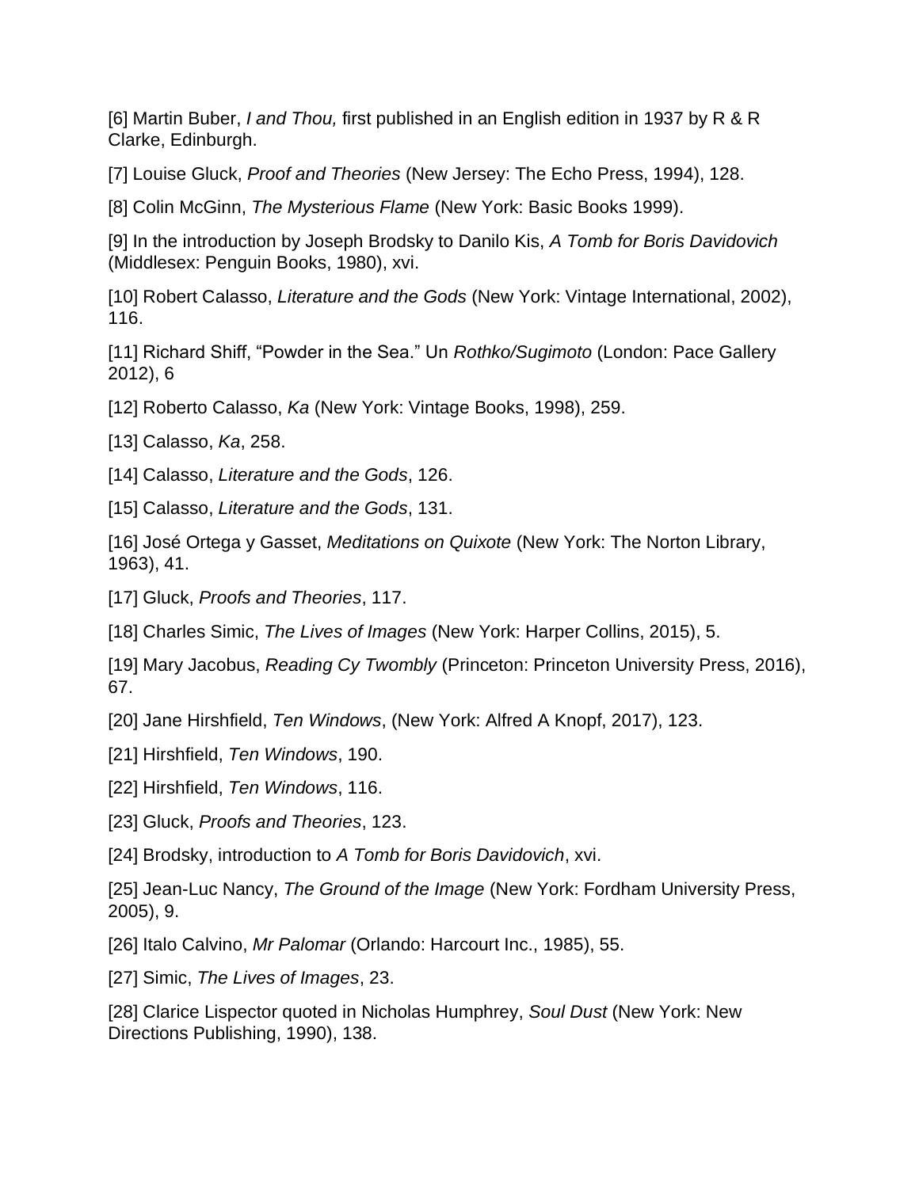[6] Martin Buber, *I and Thou,* first published in an English edition in 1937 by R & R Clarke, Edinburgh.

[7] Louise Gluck, *Proof and Theories* (New Jersey: The Echo Press, 1994), 128.

[8] Colin McGinn, *The Mysterious Flame* (New York: Basic Books 1999).

[9] In the introduction by Joseph Brodsky to Danilo Kis, *A Tomb for Boris Davidovich* (Middlesex: Penguin Books, 1980), xvi.

[10] Robert Calasso, *Literature and the Gods* (New York: Vintage International, 2002), 116.

[11] Richard Shiff, "Powder in the Sea." Un *Rothko/Sugimoto* (London: Pace Gallery 2012), 6

[12] Roberto Calasso, *Ka* (New York: Vintage Books, 1998), 259.

[13] Calasso, *Ka*, 258.

[14] Calasso, *Literature and the Gods*, 126.

[15] Calasso, *Literature and the Gods*, 131.

[16] José Ortega y Gasset, *Meditations on Quixote* (New York: The Norton Library, 1963), 41.

[17] Gluck, *Proofs and Theories*, 117.

[18] Charles Simic, *The Lives of Images* (New York: Harper Collins, 2015), 5.

[19] Mary Jacobus, *Reading Cy Twombly* (Princeton: Princeton University Press, 2016), 67.

[20] Jane Hirshfield, *Ten Windows*, (New York: Alfred A Knopf, 2017), 123.

[21] Hirshfield, *Ten Windows*, 190.

[22] Hirshfield, *Ten Windows*, 116.

[23] Gluck, *Proofs and Theories*, 123.

[24] Brodsky, introduction to *A Tomb for Boris Davidovich*, xvi.

[25] Jean-Luc Nancy, *The Ground of the Image* (New York: Fordham University Press, 2005), 9.

[26] Italo Calvino, *Mr Palomar* (Orlando: Harcourt Inc., 1985), 55.

[27] Simic, *The Lives of Images*, 23.

[28] Clarice Lispector quoted in Nicholas Humphrey, *Soul Dust* (New York: New Directions Publishing, 1990), 138.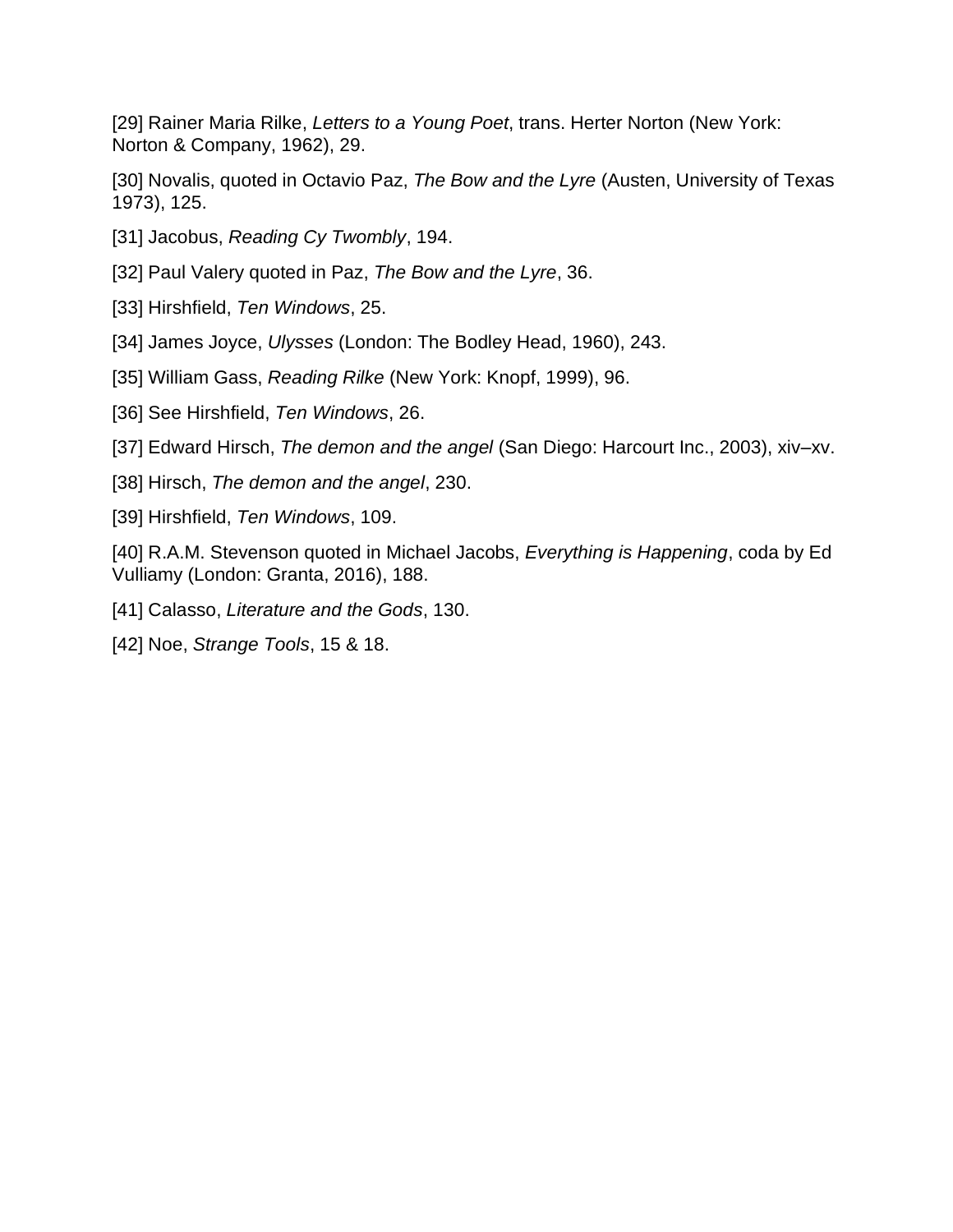[29] Rainer Maria Rilke, *Letters to a Young Poet*, trans. Herter Norton (New York: Norton & Company, 1962), 29.

[30] Novalis, quoted in Octavio Paz, *The Bow and the Lyre* (Austen, University of Texas 1973), 125.

[31] Jacobus, *Reading Cy Twombly*, 194.

[32] Paul Valery quoted in Paz, *The Bow and the Lyre*, 36.

[33] Hirshfield, *Ten Windows*, 25.

[34] James Joyce, *Ulysses* (London: The Bodley Head, 1960), 243.

[35] William Gass, *Reading Rilke* (New York: Knopf, 1999), 96.

[36] See Hirshfield, *Ten Windows*, 26.

[37] Edward Hirsch, *The demon and the angel* (San Diego: Harcourt Inc., 2003), xiv–xv.

[38] Hirsch, *The demon and the angel*, 230.

[39] Hirshfield, *Ten Windows*, 109.

[40] R.A.M. Stevenson quoted in Michael Jacobs, *Everything is Happening*, coda by Ed Vulliamy (London: Granta, 2016), 188.

[41] Calasso, *Literature and the Gods*, 130.

[42] Noe, *Strange Tools*, 15 & 18.